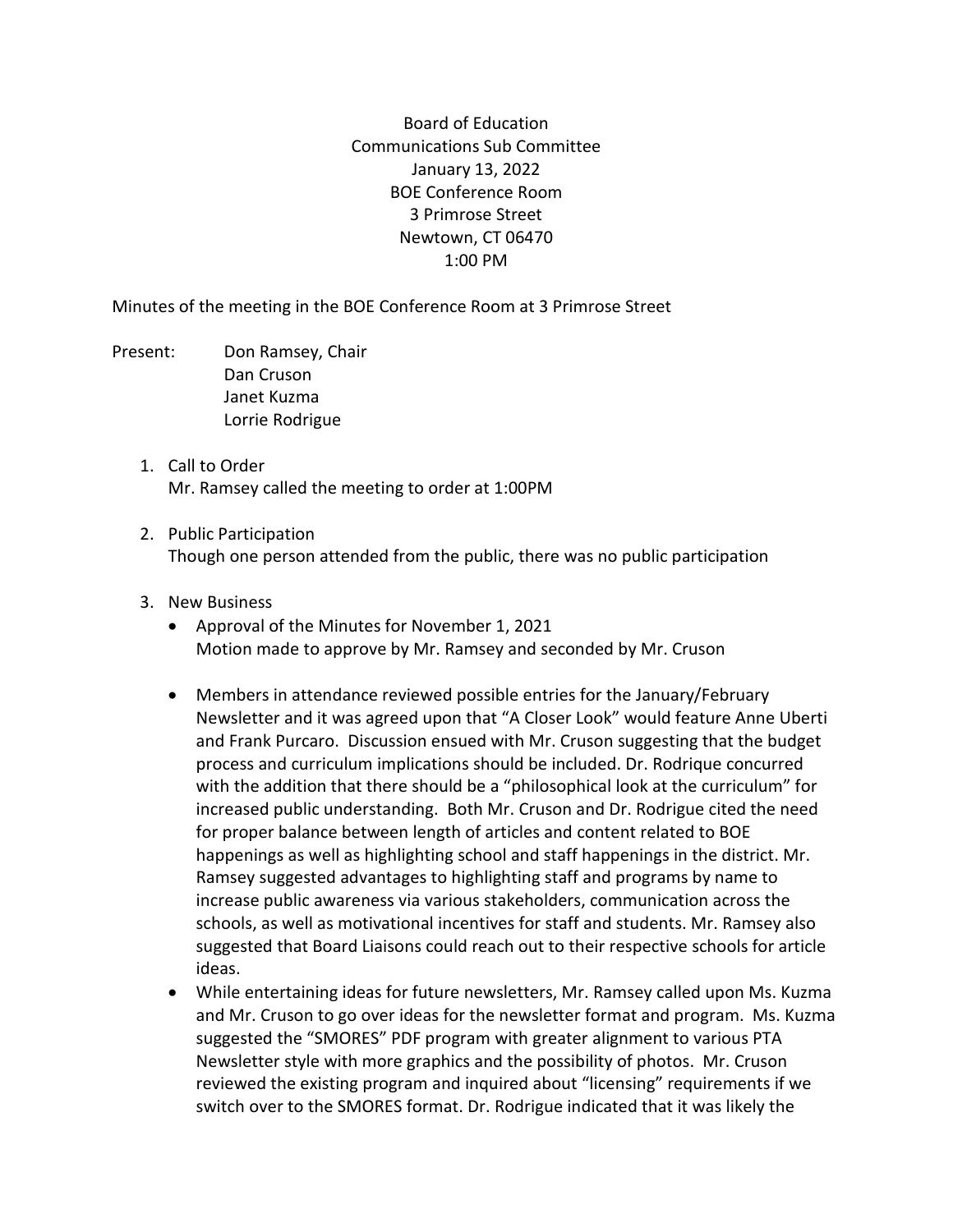Board of Education
Communications Sub Committee
January 13, 2022
BOE Conference Room
3 Primrose Street
Newtown, CT 06470
1:00 PM

Minutes of the meeting in the BOE Conference Room at 3 Primrose Street

Present: Don Ramsey, Chair
Dan Cruson
Janet Kuzma
Lorrie Rodrigue

1. Call to Order
   Mr. Ramsey called the meeting to order at 1:00PM

2. Public Participation
   Though one person attended from the public, there was no public participation

3. New Business
   - Approval of the Minutes for November 1, 2021
     Motion made to approve by Mr. Ramsey and seconded by Mr. Cruson

   - Members in attendance reviewed possible entries for the January/February Newsletter and it was agreed upon that "A Closer Look" would feature Anne Uberti and Frank Purcaro. Discussion ensued with Mr. Cruson suggesting that the budget process and curriculum implications should be included. Dr. Rodrique concurred with the addition that there should be a "philosophical look at the curriculum" for increased public understanding. Both Mr. Cruson and Dr. Rodrigue cited the need for proper balance between length of articles and content related to BOE happenings as well as highlighting school and staff happenings in the district. Mr. Ramsey suggested advantages to highlighting staff and programs by name to increase public awareness via various stakeholders, communication across the schools, as well as motivational incentives for staff and students. Mr. Ramsey also suggested that Board Liaisons could reach out to their respective schools for article ideas.
   - While entertaining ideas for future newsletters, Mr. Ramsey called upon Ms. Kuzma and Mr. Cruson to go over ideas for the newsletter format and program. Ms. Kuzma suggested the "SMORES" PDF program with greater alignment to various PTA Newsletter style with more graphics and the possibility of photos. Mr. Cruson reviewed the existing program and inquired about "licensing" requirements if we switch over to the SMORES format. Dr. Rodrigue indicated that it was likely the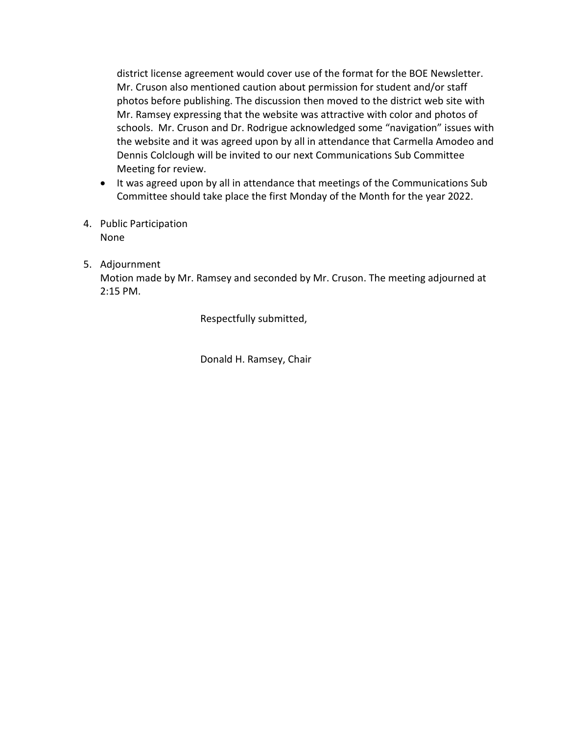district license agreement would cover use of the format for the BOE Newsletter. Mr. Cruson also mentioned caution about permission for student and/or staff photos before publishing. The discussion then moved to the district web site with Mr. Ramsey expressing that the website was attractive with color and photos of schools. Mr. Cruson and Dr. Rodrigue acknowledged some "navigation" issues with the website and it was agreed upon by all in attendance that Carmella Amodeo and Dennis Colclough will be invited to our next Communications Sub Committee Meeting for review.

- It was agreed upon by all in attendance that meetings of the Communications Sub Committee should take place the first Monday of the Month for the year 2022.

4. Public Participation
   None

5. Adjournment
   Motion made by Mr. Ramsey and seconded by Mr. Cruson. The meeting adjourned at 2:15 PM.

Respectfully submitted,

Donald H. Ramsey, Chair